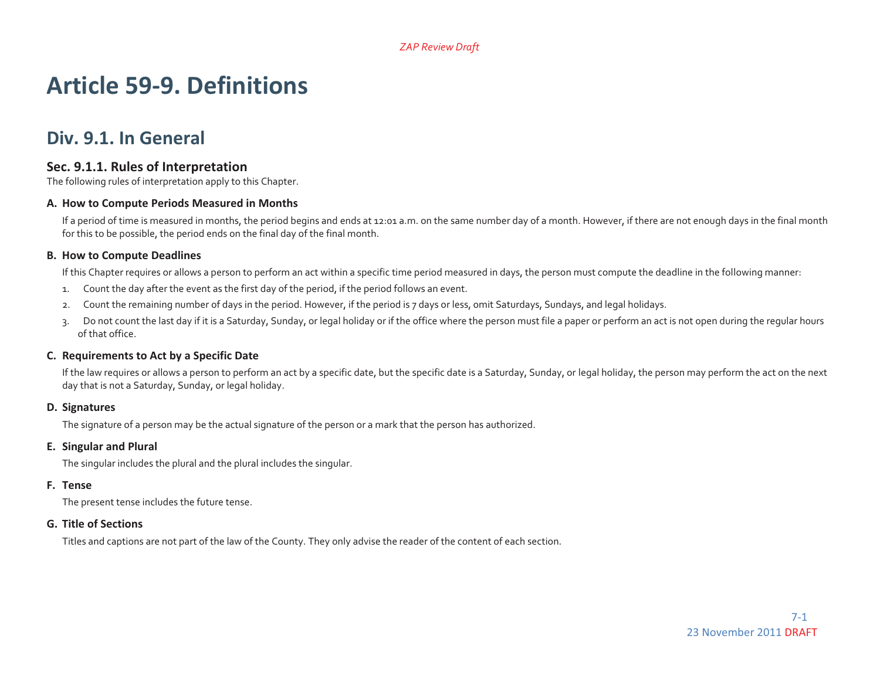# Article 59-9. Definitions

## Div. 9.1. In General

### Sec. 9.1.1. Rules of Interpretation

The following rules of interpretation apply to this Chapter.

#### A. How to Compute Periods Measured in Months

If a period of time is measured in months, the period begins and ends at 12:01 a.m. on the same number day of a month. However, if there are not enough days in the final month for this to be possible, the period ends on the final day of the final month.

#### B. How to Compute Deadlines

If this Chapter requires or allows a person to perform an act within a specific time period measured in days, the person must compute the deadline in the following manner:

1. Count the day after the event as the first day of the period, if the period follows an event.
2. Count the remaining number of days in the period. However, if the period is 7 days or less, omit Saturdays, Sundays, and legal holidays.
3. Do not count the last day if it is a Saturday, Sunday, or legal holiday or if the office where the person must file a paper or perform an act is not open during the regular hours of that office.

#### C. Requirements to Act by a Specific Date

If the law requires or allows a person to perform an act by a specific date, but the specific date is a Saturday, Sunday, or legal holiday, the person may perform the act on the next day that is not a Saturday, Sunday, or legal holiday.

#### D. Signatures

The signature of a person may be the actual signature of the person or a mark that the person has authorized.

#### E. Singular and Plural

The singular includes the plural and the plural includes the singular.

#### F. Tense

The present tense includes the future tense.

#### G. Title of Sections

Titles and captions are not part of the law of the County. They only advise the reader of the content of each section.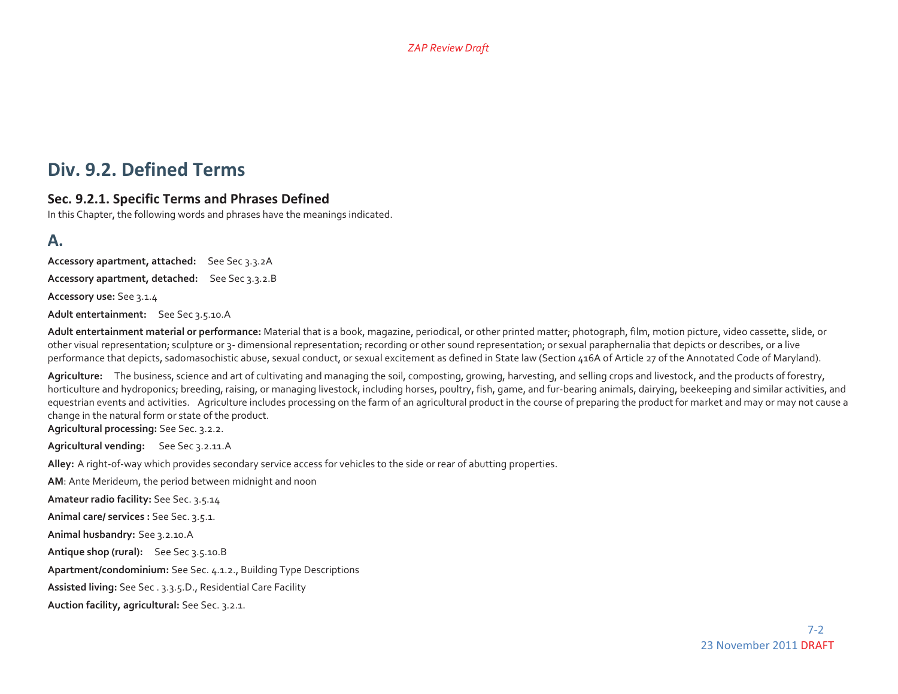## Div. 9.2. Defined Terms

### Sec. 9.2.1. Specific Terms and Phrases Defined

In this Chapter, the following words and phrases have the meanings indicated.

## A.

**Accessory apartment, attached:** See Sec 3.3.2A

**Accessory apartment, detached:** See Sec 3.3.2.B

**Accessory use:** See 3.1.4

**Adult entertainment:** See Sec 3.5.10.A

**Adult entertainment material or performance:** Material that is a book, magazine, periodical, or other printed matter; photograph, film, motion picture, video cassette, slide, or other visual representation; sculpture or 3- dimensional representation; recording or other sound representation; or sexual paraphernalia that depicts or describes, or a live performance that depicts, sadomasochistic abuse, sexual conduct, or sexual excitement as defined in State law (Section 416A of Article 27 of the Annotated Code of Maryland).

**Agriculture:** The business, science and art of cultivating and managing the soil, composting, growing, harvesting, and selling crops and livestock, and the products of forestry, horticulture and hydroponics; breeding, raising, or managing livestock, including horses, poultry, fish, game, and fur-bearing animals, dairying, beekeeping and similar activities, and equestrian events and activities. Agriculture includes processing on the farm of an agricultural product in the course of preparing the product for market and may or may not cause a change in the natural form or state of the product.

**Agricultural processing:** See Sec. 3.2.2.

**Agricultural vending:** See Sec 3.2.11.A

**Alley:** A right-of-way which provides secondary service access for vehicles to the side or rear of abutting properties.

**AM**: Ante Merideum, the period between midnight and noon

**Amateur radio facility:** See Sec. 3.5.14

**Animal care/ services :** See Sec. 3.5.1.

**Animal husbandry:** See 3.2.10.A

**Antique shop (rural):** See Sec 3.5.10.B

**Apartment/condominium:** See Sec. 4.1.2., Building Type Descriptions

**Assisted living:** See Sec . 3.3.5.D., Residential Care Facility

**Auction facility, agricultural:** See Sec. 3.2.1.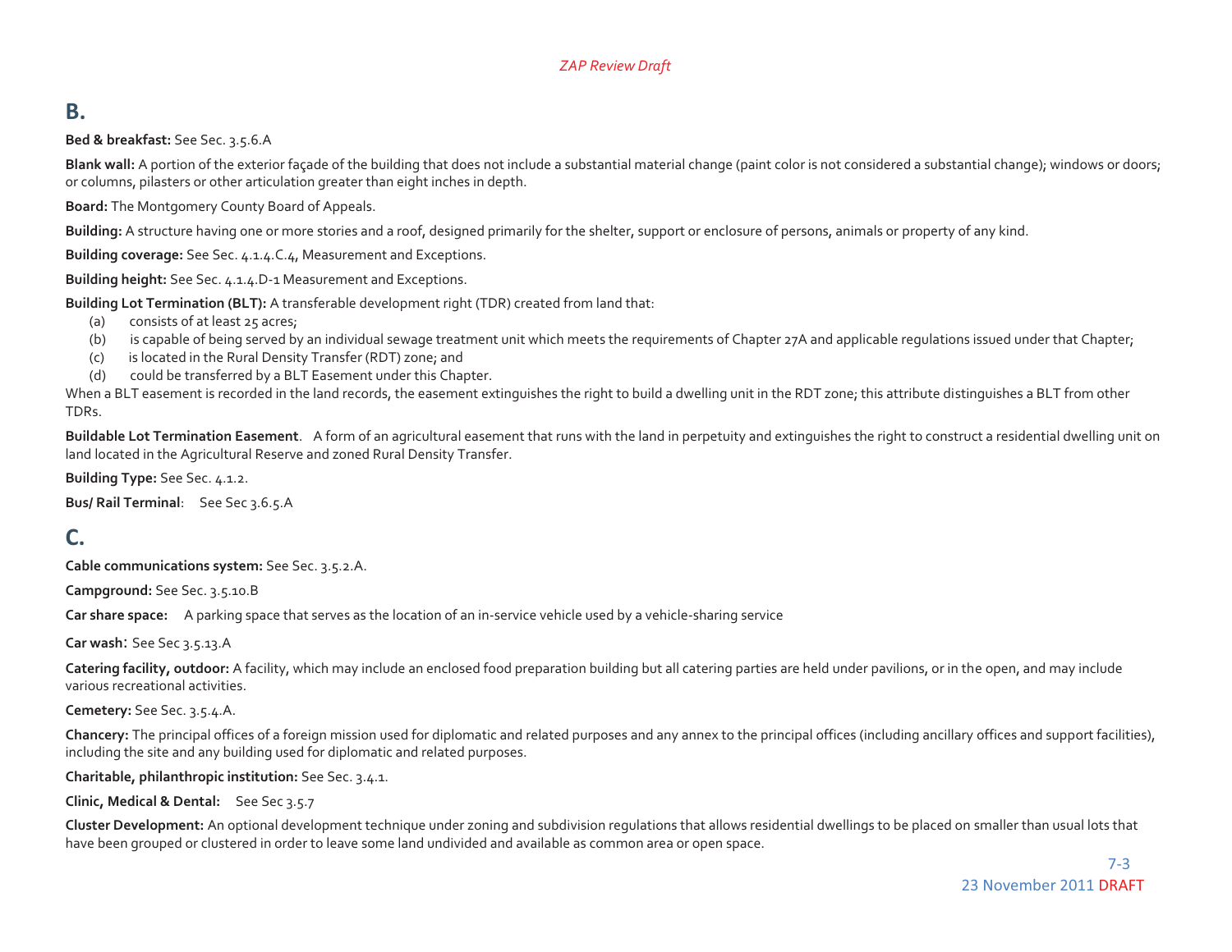## B.

**Bed & breakfast:** See Sec. 3.5.6.A

**Blank wall:** A portion of the exterior façade of the building that does not include a substantial material change (paint color is not considered a substantial change); windows or doors; or columns, pilasters or other articulation greater than eight inches in depth.

**Board:** The Montgomery County Board of Appeals.

**Building:** A structure having one or more stories and a roof, designed primarily for the shelter, support or enclosure of persons, animals or property of any kind.

**Building coverage:** See Sec. 4.1.4.C.4, Measurement and Exceptions.

**Building height:** See Sec. 4.1.4.D-1 Measurement and Exceptions.

**Building Lot Termination (BLT):** A transferable development right (TDR) created from land that:

(a) consists of at least 25 acres;
(b) is capable of being served by an individual sewage treatment unit which meets the requirements of Chapter 27A and applicable regulations issued under that Chapter;
(c) is located in the Rural Density Transfer (RDT) zone; and
(d) could be transferred by a BLT Easement under this Chapter.

When a BLT easement is recorded in the land records, the easement extinguishes the right to build a dwelling unit in the RDT zone; this attribute distinguishes a BLT from other TDRs.

**Buildable Lot Termination Easement**. A form of an agricultural easement that runs with the land in perpetuity and extinguishes the right to construct a residential dwelling unit on land located in the Agricultural Reserve and zoned Rural Density Transfer.

**Building Type:** See Sec. 4.1.2.

**Bus/ Rail Terminal**: See Sec 3.6.5.A

## C.

**Cable communications system:** See Sec. 3.5.2.A.

**Campground:** See Sec. 3.5.10.B

**Car share space:** A parking space that serves as the location of an in-service vehicle used by a vehicle-sharing service

**Car wash**: See Sec 3.5.13.A

**Catering facility, outdoor:** A facility, which may include an enclosed food preparation building but all catering parties are held under pavilions, or in the open, and may include various recreational activities.

**Cemetery:** See Sec. 3.5.4.A.

**Chancery:** The principal offices of a foreign mission used for diplomatic and related purposes and any annex to the principal offices (including ancillary offices and support facilities), including the site and any building used for diplomatic and related purposes.

**Charitable, philanthropic institution:** See Sec. 3.4.1.

**Clinic, Medical & Dental:** See Sec 3.5.7

**Cluster Development:** An optional development technique under zoning and subdivision regulations that allows residential dwellings to be placed on smaller than usual lots that have been grouped or clustered in order to leave some land undivided and available as common area or open space.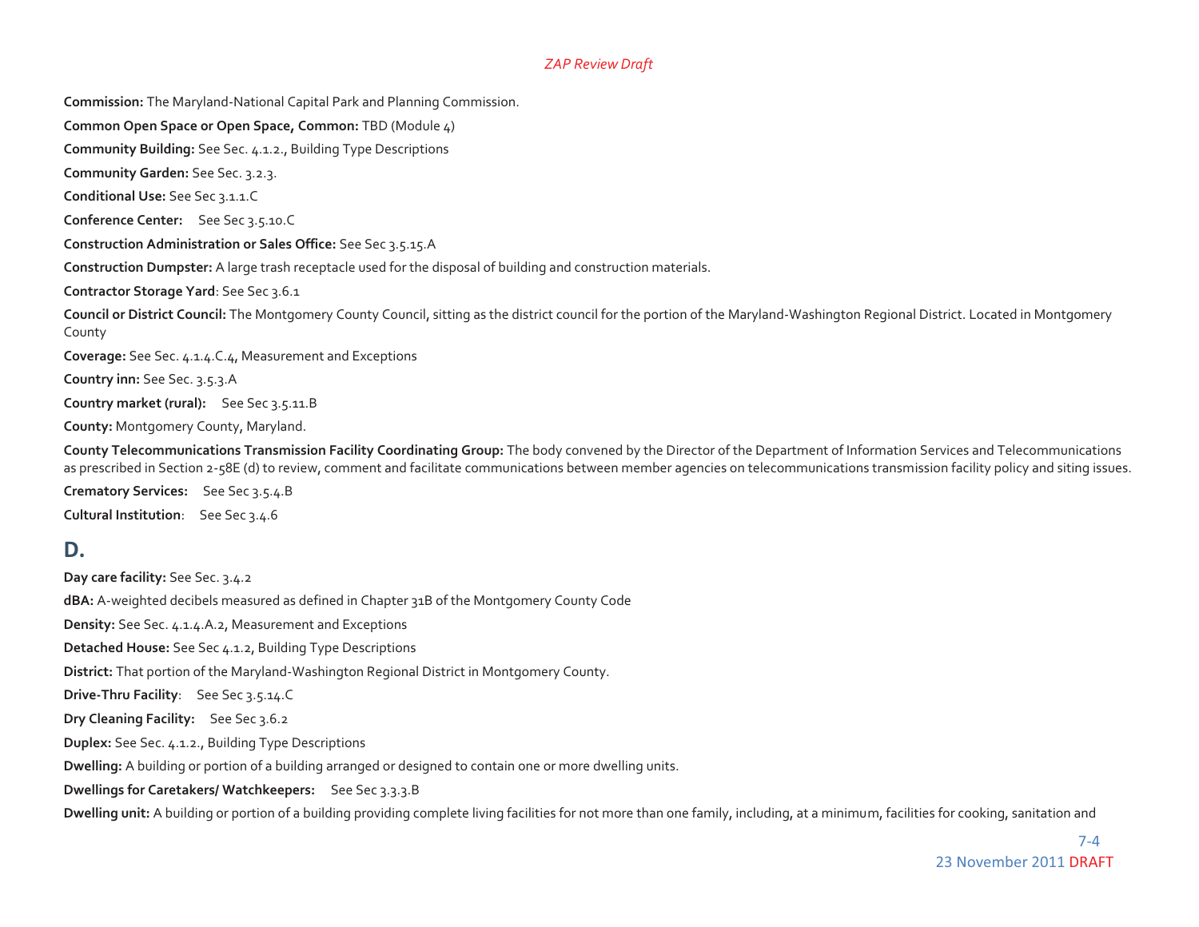**Commission:** The Maryland-National Capital Park and Planning Commission.

**Common Open Space or Open Space, Common:** TBD (Module 4)

**Community Building:** See Sec. 4.1.2., Building Type Descriptions

**Community Garden:** See Sec. 3.2.3.

**Conditional Use:** See Sec 3.1.1.C

**Conference Center:** See Sec 3.5.10.C

**Construction Administration or Sales Office:** See Sec 3.5.15.A

**Construction Dumpster:** A large trash receptacle used for the disposal of building and construction materials.

**Contractor Storage Yard**: See Sec 3.6.1

**Council or District Council:** The Montgomery County Council, sitting as the district council for the portion of the Maryland-Washington Regional District. Located in Montgomery County

**Coverage:** See Sec. 4.1.4.C.4, Measurement and Exceptions

**Country inn:** See Sec. 3.5.3.A

**Country market (rural):** See Sec 3.5.11.B

**County:** Montgomery County, Maryland.

**County Telecommunications Transmission Facility Coordinating Group:** The body convened by the Director of the Department of Information Services and Telecommunications as prescribed in Section 2-58E (d) to review, comment and facilitate communications between member agencies on telecommunications transmission facility policy and siting issues.

**Crematory Services:** See Sec 3.5.4.B

**Cultural Institution**: See Sec 3.4.6

## D.

**Day care facility:** See Sec. 3.4.2

**dBA:** A-weighted decibels measured as defined in Chapter 31B of the Montgomery County Code

**Density:** See Sec. 4.1.4.A.2, Measurement and Exceptions

**Detached House:** See Sec 4.1.2, Building Type Descriptions

**District:** That portion of the Maryland-Washington Regional District in Montgomery County.

**Drive-Thru Facility**: See Sec 3.5.14.C

**Dry Cleaning Facility:** See Sec 3.6.2

**Duplex:** See Sec. 4.1.2., Building Type Descriptions

**Dwelling:** A building or portion of a building arranged or designed to contain one or more dwelling units.

**Dwellings for Caretakers/ Watchkeepers:** See Sec 3.3.3.B

**Dwelling unit:** A building or portion of a building providing complete living facilities for not more than one family, including, at a minimum, facilities for cooking, sanitation and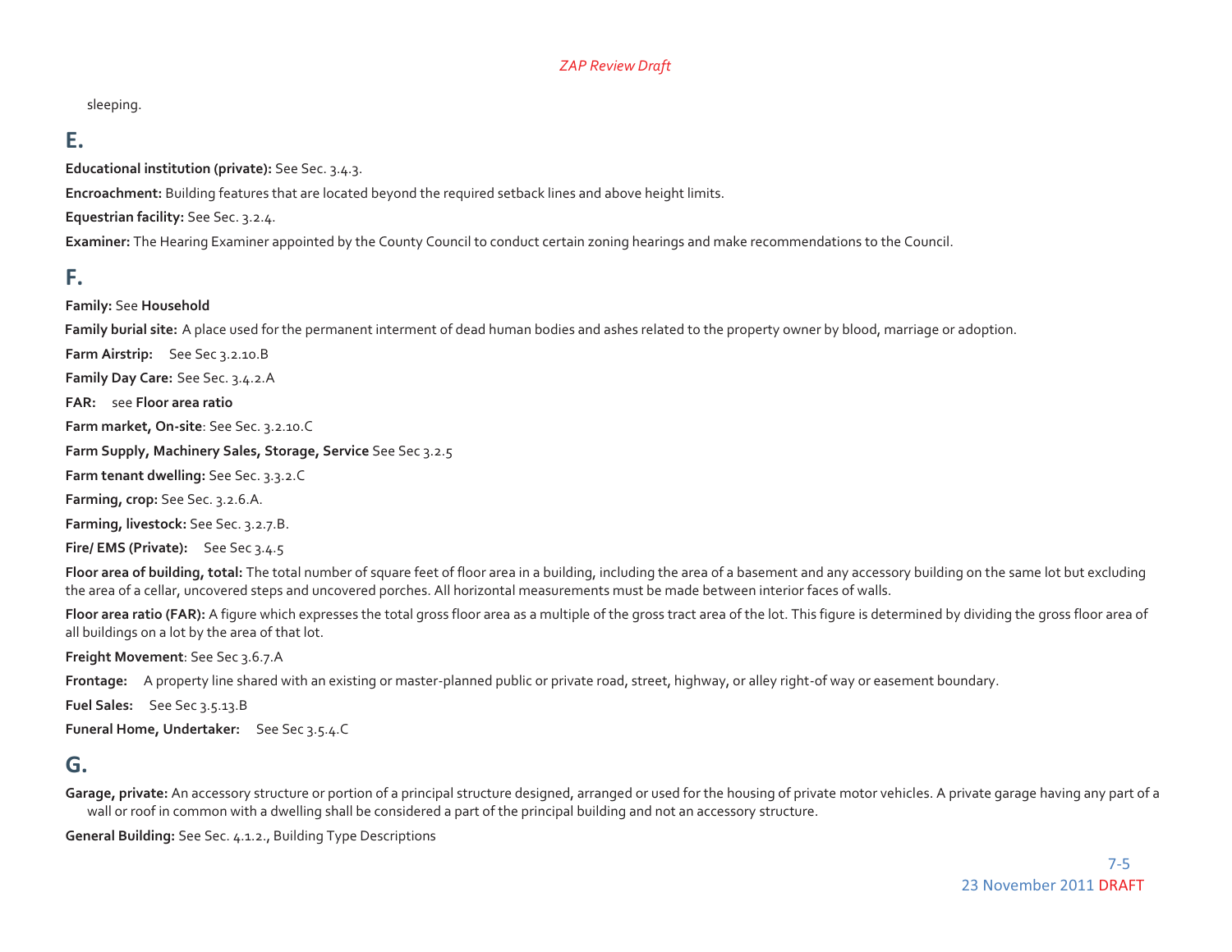sleeping.

## E.

**Educational institution (private):** See Sec. 3.4.3.

**Encroachment:** Building features that are located beyond the required setback lines and above height limits.

**Equestrian facility:** See Sec. 3.2.4.

**Examiner:** The Hearing Examiner appointed by the County Council to conduct certain zoning hearings and make recommendations to the Council.

## F.

**Family:** See **Household**

**Family burial site:** A place used for the permanent interment of dead human bodies and ashes related to the property owner by blood, marriage or adoption.

**Farm Airstrip:** See Sec 3.2.10.B

**Family Day Care:** See Sec. 3.4.2.A

**FAR:** see **Floor area ratio**

**Farm market, On-site**: See Sec. 3.2.10.C

**Farm Supply, Machinery Sales, Storage, Service** See Sec 3.2.5

**Farm tenant dwelling:** See Sec. 3.3.2.C

**Farming, crop:** See Sec. 3.2.6.A.

**Farming, livestock:** See Sec. 3.2.7.B.

**Fire/ EMS (Private):** See Sec 3.4.5

**Floor area of building, total:** The total number of square feet of floor area in a building, including the area of a basement and any accessory building on the same lot but excluding the area of a cellar, uncovered steps and uncovered porches. All horizontal measurements must be made between interior faces of walls.

**Floor area ratio (FAR):** A figure which expresses the total gross floor area as a multiple of the gross tract area of the lot. This figure is determined by dividing the gross floor area of all buildings on a lot by the area of that lot.

**Freight Movement**: See Sec 3.6.7.A

**Frontage:** A property line shared with an existing or master-planned public or private road, street, highway, or alley right-of way or easement boundary.

**Fuel Sales:** See Sec 3.5.13.B

**Funeral Home, Undertaker:** See Sec 3.5.4.C

## G.

**Garage, private:** An accessory structure or portion of a principal structure designed, arranged or used for the housing of private motor vehicles. A private garage having any part of a wall or roof in common with a dwelling shall be considered a part of the principal building and not an accessory structure.

**General Building:** See Sec. 4.1.2., Building Type Descriptions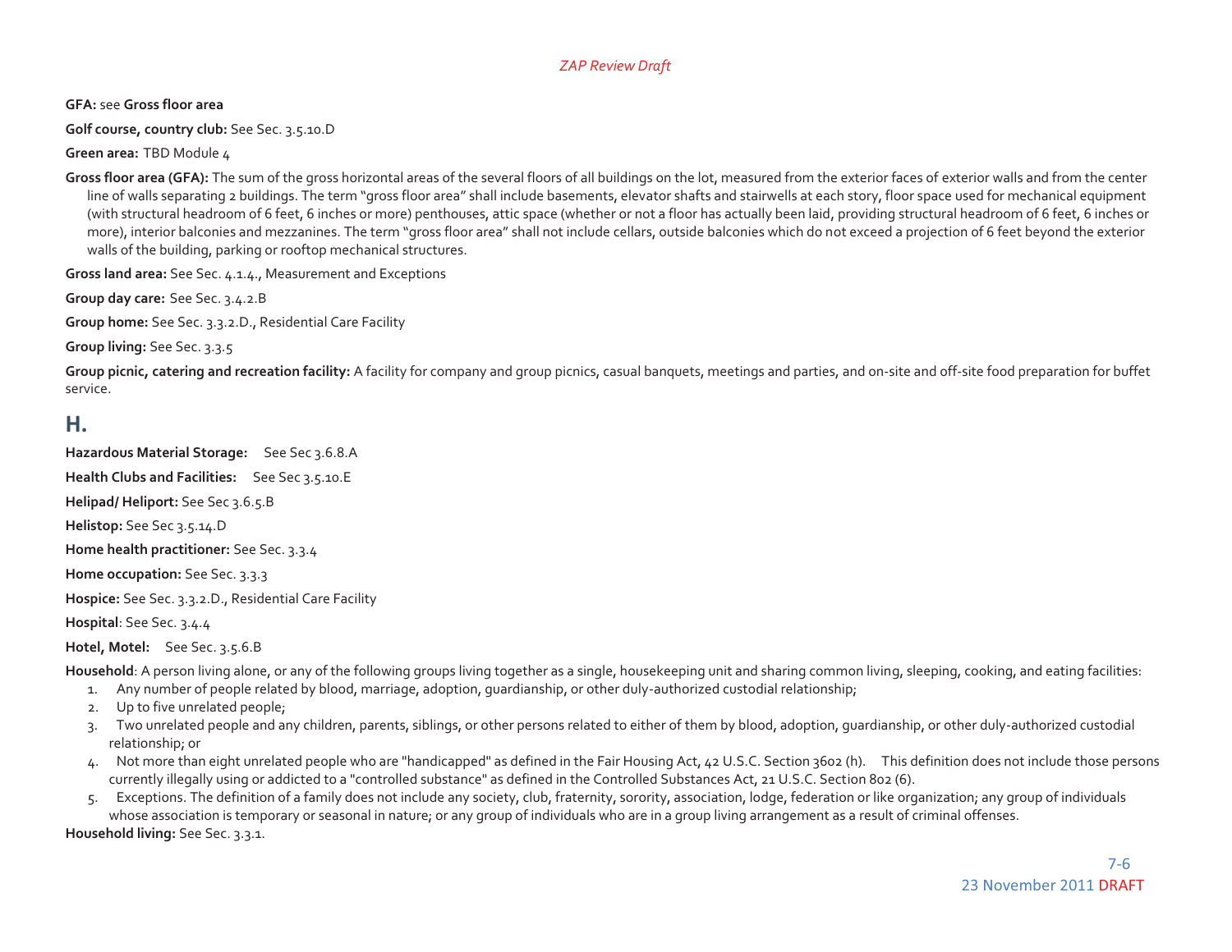**GFA:** see **Gross floor area**

**Golf course, country club:** See Sec. 3.5.10.D

**Green area:** TBD Module 4

**Gross floor area (GFA):** The sum of the gross horizontal areas of the several floors of all buildings on the lot, measured from the exterior faces of exterior walls and from the center line of walls separating 2 buildings. The term "gross floor area" shall include basements, elevator shafts and stairwells at each story, floor space used for mechanical equipment (with structural headroom of 6 feet, 6 inches or more) penthouses, attic space (whether or not a floor has actually been laid, providing structural headroom of 6 feet, 6 inches or more), interior balconies and mezzanines. The term "gross floor area" shall not include cellars, outside balconies which do not exceed a projection of 6 feet beyond the exterior walls of the building, parking or rooftop mechanical structures.

**Gross land area:** See Sec. 4.1.4., Measurement and Exceptions

**Group day care:** See Sec. 3.4.2.B

**Group home:** See Sec. 3.3.2.D., Residential Care Facility

**Group living:** See Sec. 3.3.5

**Group picnic, catering and recreation facility:** A facility for company and group picnics, casual banquets, meetings and parties, and on-site and off-site food preparation for buffet service.

## H.

**Hazardous Material Storage:** See Sec 3.6.8.A

**Health Clubs and Facilities:** See Sec 3.5.10.E

**Helipad/ Heliport:** See Sec 3.6.5.B

**Helistop:** See Sec 3.5.14.D

**Home health practitioner:** See Sec. 3.3.4

**Home occupation:** See Sec. 3.3.3

**Hospice:** See Sec. 3.3.2.D., Residential Care Facility

**Hospital**: See Sec. 3.4.4

**Hotel, Motel:** See Sec. 3.5.6.B

**Household**: A person living alone, or any of the following groups living together as a single, housekeeping unit and sharing common living, sleeping, cooking, and eating facilities:

1. Any number of people related by blood, marriage, adoption, guardianship, or other duly-authorized custodial relationship;
2. Up to five unrelated people;
3. Two unrelated people and any children, parents, siblings, or other persons related to either of them by blood, adoption, guardianship, or other duly-authorized custodial relationship; or
4. Not more than eight unrelated people who are "handicapped" as defined in the Fair Housing Act, 42 U.S.C. Section 3602 (h). This definition does not include those persons currently illegally using or addicted to a "controlled substance" as defined in the Controlled Substances Act, 21 U.S.C. Section 802 (6).
5. Exceptions. The definition of a family does not include any society, club, fraternity, sorority, association, lodge, federation or like organization; any group of individuals whose association is temporary or seasonal in nature; or any group of individuals who are in a group living arrangement as a result of criminal offenses.

**Household living:** See Sec. 3.3.1.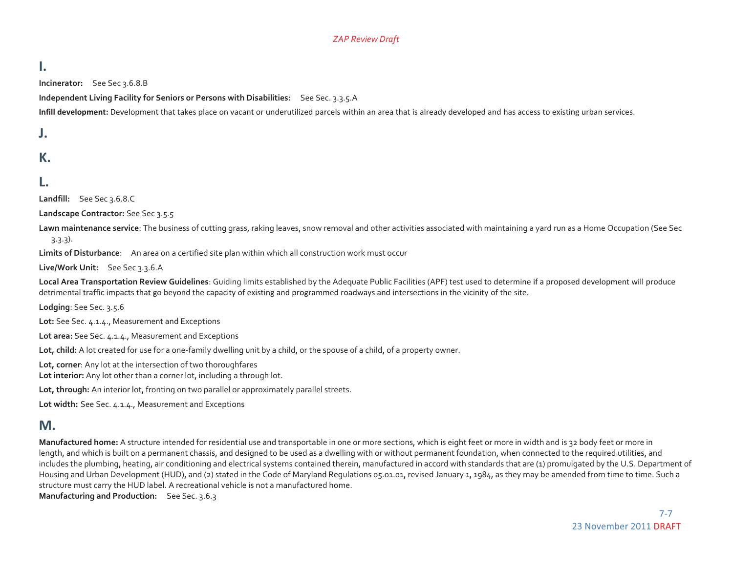## I.

**Incinerator:** See Sec 3.6.8.B

**Independent Living Facility for Seniors or Persons with Disabilities:** See Sec. 3.3.5.A

**Infill development:** Development that takes place on vacant or underutilized parcels within an area that is already developed and has access to existing urban services.

## J.

## K.

## L.

**Landfill:** See Sec 3.6.8.C

**Landscape Contractor:** See Sec 3.5.5

**Lawn maintenance service**: The business of cutting grass, raking leaves, snow removal and other activities associated with maintaining a yard run as a Home Occupation (See Sec 3.3.3).

**Limits of Disturbance**: An area on a certified site plan within which all construction work must occur

**Live/Work Unit:** See Sec 3.3.6.A

**Local Area Transportation Review Guidelines**: Guiding limits established by the Adequate Public Facilities (APF) test used to determine if a proposed development will produce detrimental traffic impacts that go beyond the capacity of existing and programmed roadways and intersections in the vicinity of the site.

**Lodging**: See Sec. 3.5.6

**Lot:** See Sec. 4.1.4., Measurement and Exceptions

**Lot area:** See Sec. 4.1.4., Measurement and Exceptions

**Lot, child:** A lot created for use for a one-family dwelling unit by a child, or the spouse of a child, of a property owner.

**Lot, corner**: Any lot at the intersection of two thoroughfares
**Lot interior:** Any lot other than a corner lot, including a through lot.

**Lot, through:** An interior lot, fronting on two parallel or approximately parallel streets.

**Lot width:** See Sec. 4.1.4., Measurement and Exceptions

## M.

**Manufactured home:** A structure intended for residential use and transportable in one or more sections, which is eight feet or more in width and is 32 body feet or more in length, and which is built on a permanent chassis, and designed to be used as a dwelling with or without permanent foundation, when connected to the required utilities, and includes the plumbing, heating, air conditioning and electrical systems contained therein, manufactured in accord with standards that are (1) promulgated by the U.S. Department of Housing and Urban Development (HUD), and (2) stated in the Code of Maryland Regulations 05.01.01, revised January 1, 1984, as they may be amended from time to time. Such a structure must carry the HUD label. A recreational vehicle is not a manufactured home.
**Manufacturing and Production:** See Sec. 3.6.3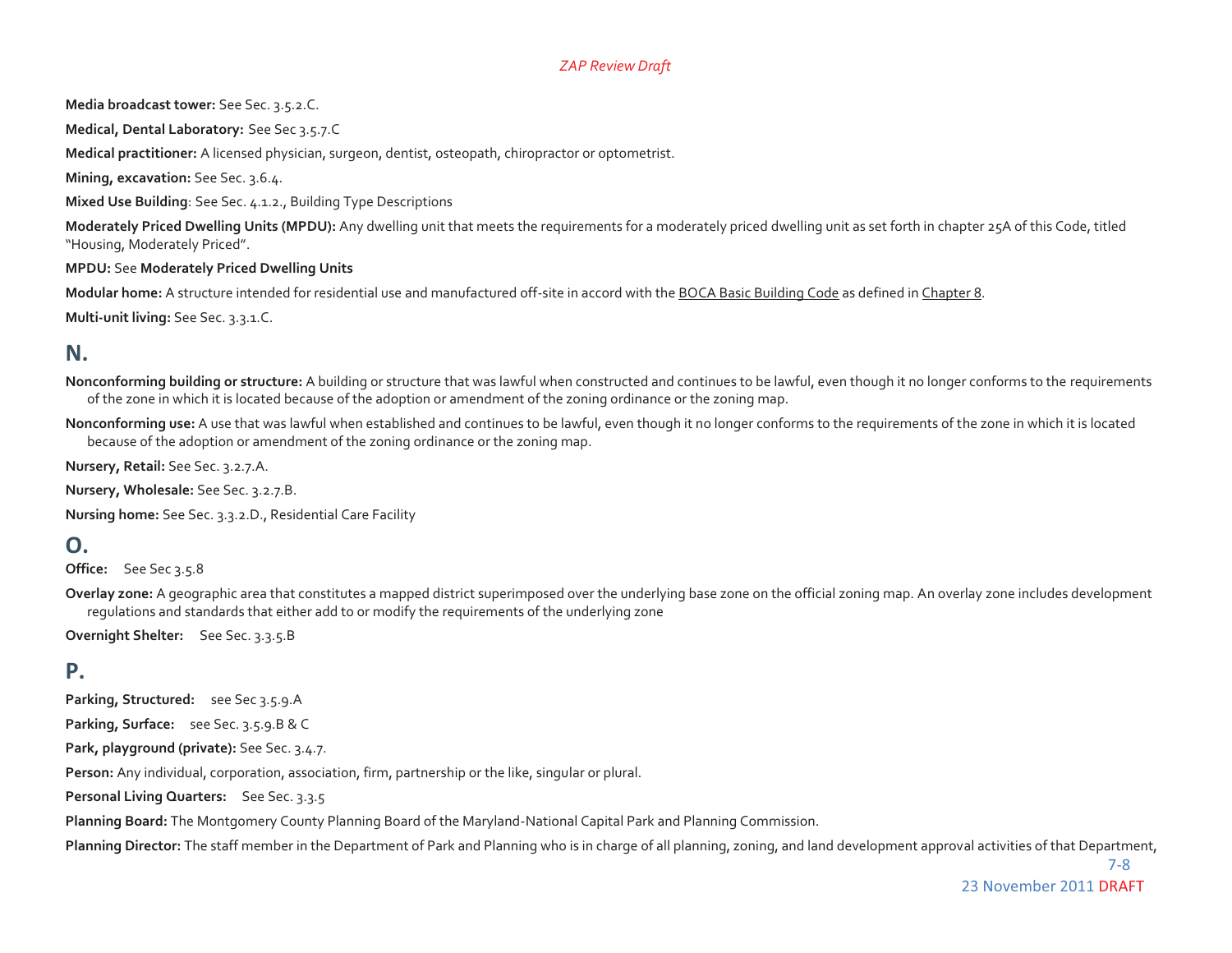**Media broadcast tower:** See Sec. 3.5.2.C.

**Medical, Dental Laboratory:** See Sec 3.5.7.C

**Medical practitioner:** A licensed physician, surgeon, dentist, osteopath, chiropractor or optometrist.

**Mining, excavation:** See Sec. 3.6.4.

**Mixed Use Building**: See Sec. 4.1.2., Building Type Descriptions

**Moderately Priced Dwelling Units (MPDU):** Any dwelling unit that meets the requirements for a moderately priced dwelling unit as set forth in chapter 25A of this Code, titled "Housing, Moderately Priced".

**MPDU:** See **Moderately Priced Dwelling Units**

**Modular home:** A structure intended for residential use and manufactured off-site in accord with the BOCA Basic Building Code as defined in Chapter 8.

**Multi-unit living:** See Sec. 3.3.1.C.

## N.

**Nonconforming building or structure:** A building or structure that was lawful when constructed and continues to be lawful, even though it no longer conforms to the requirements of the zone in which it is located because of the adoption or amendment of the zoning ordinance or the zoning map.

**Nonconforming use:** A use that was lawful when established and continues to be lawful, even though it no longer conforms to the requirements of the zone in which it is located because of the adoption or amendment of the zoning ordinance or the zoning map.

**Nursery, Retail:** See Sec. 3.2.7.A.

**Nursery, Wholesale:** See Sec. 3.2.7.B.

**Nursing home:** See Sec. 3.3.2.D., Residential Care Facility

## O.

**Office:** See Sec 3.5.8

**Overlay zone:** A geographic area that constitutes a mapped district superimposed over the underlying base zone on the official zoning map. An overlay zone includes development regulations and standards that either add to or modify the requirements of the underlying zone

**Overnight Shelter:** See Sec. 3.3.5.B

## P.

**Parking, Structured:** see Sec 3.5.9.A

**Parking, Surface:** see Sec. 3.5.9.B & C

**Park, playground (private):** See Sec. 3.4.7.

**Person:** Any individual, corporation, association, firm, partnership or the like, singular or plural.

**Personal Living Quarters:** See Sec. 3.3.5

**Planning Board:** The Montgomery County Planning Board of the Maryland-National Capital Park and Planning Commission.

**Planning Director:** The staff member in the Department of Park and Planning who is in charge of all planning, zoning, and land development approval activities of that Department,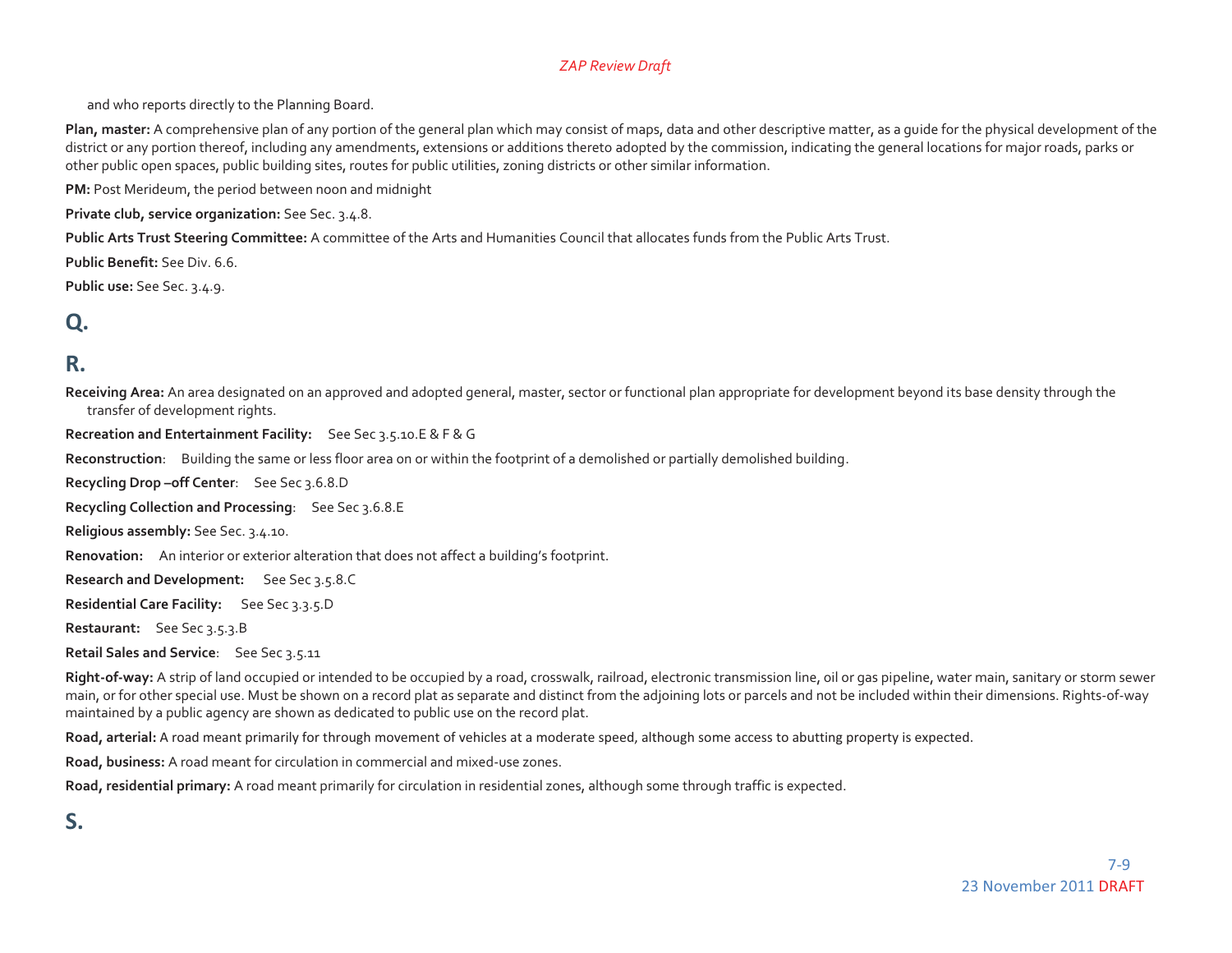and who reports directly to the Planning Board.

**Plan, master:** A comprehensive plan of any portion of the general plan which may consist of maps, data and other descriptive matter, as a guide for the physical development of the district or any portion thereof, including any amendments, extensions or additions thereto adopted by the commission, indicating the general locations for major roads, parks or other public open spaces, public building sites, routes for public utilities, zoning districts or other similar information.

**PM:** Post Merideum, the period between noon and midnight

**Private club, service organization:** See Sec. 3.4.8.

**Public Arts Trust Steering Committee:** A committee of the Arts and Humanities Council that allocates funds from the Public Arts Trust.

**Public Benefit:** See Div. 6.6.

**Public use:** See Sec. 3.4.9.

## Q.

## R.

**Receiving Area:** An area designated on an approved and adopted general, master, sector or functional plan appropriate for development beyond its base density through the transfer of development rights.

**Recreation and Entertainment Facility:** See Sec 3.5.10.E & F & G

**Reconstruction**: Building the same or less floor area on or within the footprint of a demolished or partially demolished building.

**Recycling Drop –off Center**: See Sec 3.6.8.D

**Recycling Collection and Processing**: See Sec 3.6.8.E

**Religious assembly:** See Sec. 3.4.10.

**Renovation:** An interior or exterior alteration that does not affect a building's footprint.

**Research and Development:** See Sec 3.5.8.C

**Residential Care Facility:** See Sec 3.3.5.D

**Restaurant:** See Sec 3.5.3.B

**Retail Sales and Service**: See Sec 3.5.11

**Right-of-way:** A strip of land occupied or intended to be occupied by a road, crosswalk, railroad, electronic transmission line, oil or gas pipeline, water main, sanitary or storm sewer main, or for other special use. Must be shown on a record plat as separate and distinct from the adjoining lots or parcels and not be included within their dimensions. Rights-of-way maintained by a public agency are shown as dedicated to public use on the record plat.

**Road, arterial:** A road meant primarily for through movement of vehicles at a moderate speed, although some access to abutting property is expected.

**Road, business:** A road meant for circulation in commercial and mixed-use zones.

**Road, residential primary:** A road meant primarily for circulation in residential zones, although some through traffic is expected.

## S.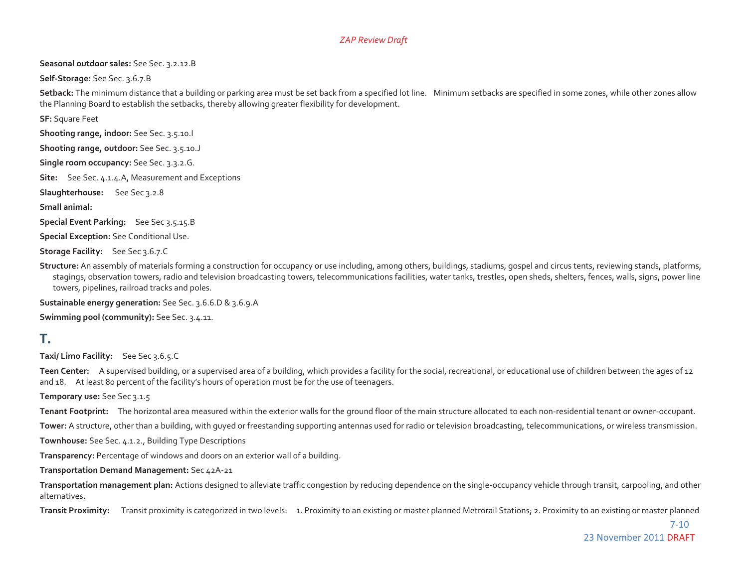**Seasonal outdoor sales:** See Sec. 3.2.12.B

**Self-Storage:** See Sec. 3.6.7.B

**Setback:** The minimum distance that a building or parking area must be set back from a specified lot line. Minimum setbacks are specified in some zones, while other zones allow the Planning Board to establish the setbacks, thereby allowing greater flexibility for development.

**SF:** Square Feet

**Shooting range, indoor:** See Sec. 3.5.10.I

**Shooting range, outdoor:** See Sec. 3.5.10.J

**Single room occupancy:** See Sec. 3.3.2.G.

**Site:** See Sec. 4.1.4.A, Measurement and Exceptions

**Slaughterhouse:** See Sec 3.2.8

**Small animal:**

**Special Event Parking:** See Sec 3.5.15.B

**Special Exception:** See Conditional Use.

**Storage Facility:** See Sec 3.6.7.C

**Structure:** An assembly of materials forming a construction for occupancy or use including, among others, buildings, stadiums, gospel and circus tents, reviewing stands, platforms, stagings, observation towers, radio and television broadcasting towers, telecommunications facilities, water tanks, trestles, open sheds, shelters, fences, walls, signs, power line towers, pipelines, railroad tracks and poles.

**Sustainable energy generation:** See Sec. 3.6.6.D & 3.6.9.A

**Swimming pool (community):** See Sec. 3.4.11.

## T.

**Taxi/ Limo Facility:** See Sec 3.6.5.C

**Teen Center:** A supervised building, or a supervised area of a building, which provides a facility for the social, recreational, or educational use of children between the ages of 12 and 18. At least 80 percent of the facility's hours of operation must be for the use of teenagers.

**Temporary use:** See Sec 3.1.5

**Tenant Footprint:** The horizontal area measured within the exterior walls for the ground floor of the main structure allocated to each non-residential tenant or owner-occupant.

**Tower:** A structure, other than a building, with guyed or freestanding supporting antennas used for radio or television broadcasting, telecommunications, or wireless transmission.

**Townhouse:** See Sec. 4.1.2., Building Type Descriptions

**Transparency:** Percentage of windows and doors on an exterior wall of a building.

**Transportation Demand Management:** Sec 42A-21

**Transportation management plan:** Actions designed to alleviate traffic congestion by reducing dependence on the single-occupancy vehicle through transit, carpooling, and other alternatives.

**Transit Proximity:** Transit proximity is categorized in two levels: 1. Proximity to an existing or master planned Metrorail Stations; 2. Proximity to an existing or master planned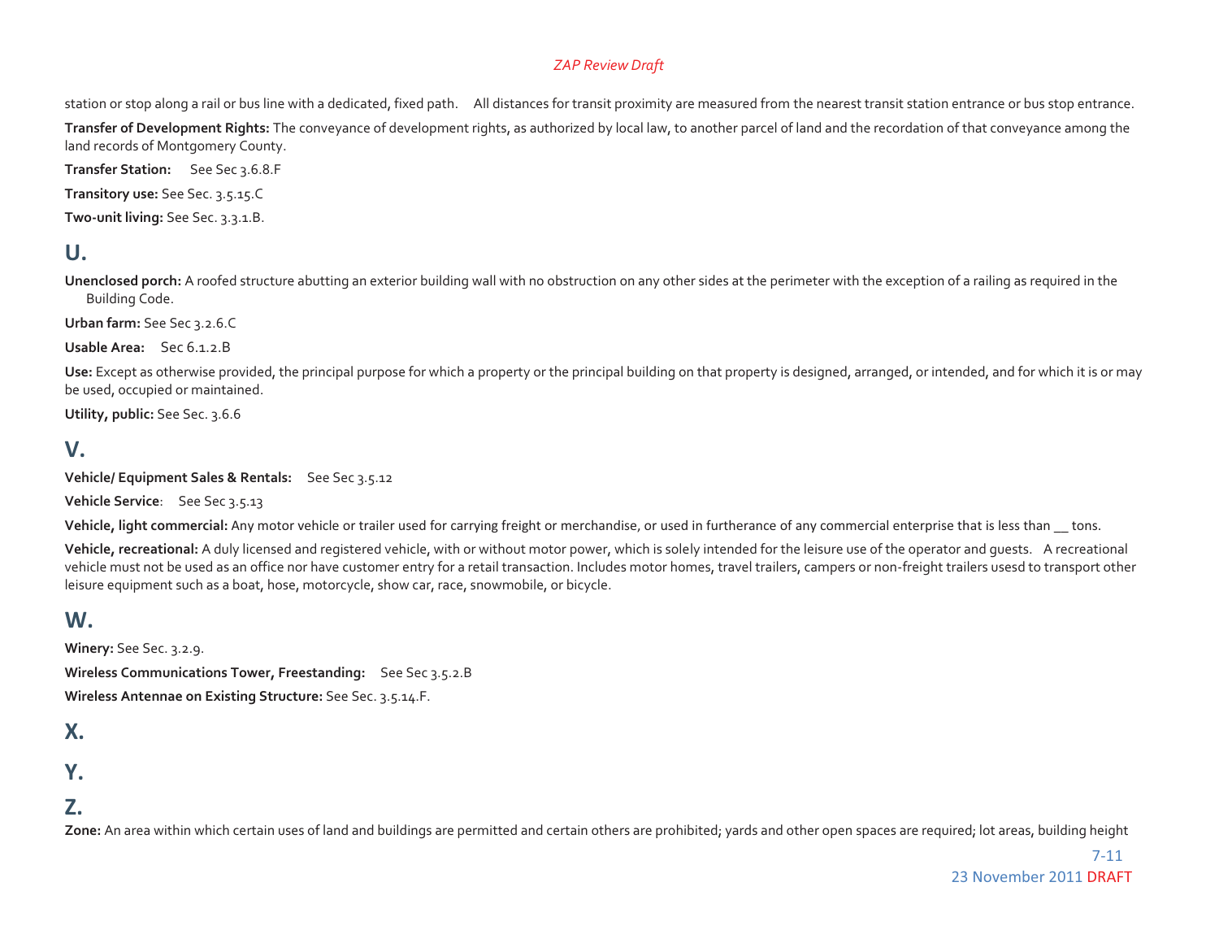station or stop along a rail or bus line with a dedicated, fixed path. All distances for transit proximity are measured from the nearest transit station entrance or bus stop entrance.

**Transfer of Development Rights:** The conveyance of development rights, as authorized by local law, to another parcel of land and the recordation of that conveyance among the land records of Montgomery County.

**Transfer Station:** See Sec 3.6.8.F

**Transitory use:** See Sec. 3.5.15.C

**Two-unit living:** See Sec. 3.3.1.B.

## U.

**Unenclosed porch:** A roofed structure abutting an exterior building wall with no obstruction on any other sides at the perimeter with the exception of a railing as required in the Building Code.

**Urban farm:** See Sec 3.2.6.C

**Usable Area:** Sec 6.1.2.B

**Use:** Except as otherwise provided, the principal purpose for which a property or the principal building on that property is designed, arranged, or intended, and for which it is or may be used, occupied or maintained.

**Utility, public:** See Sec. 3.6.6

## V.

**Vehicle/ Equipment Sales & Rentals:** See Sec 3.5.12

**Vehicle Service**: See Sec 3.5.13

**Vehicle, light commercial:** Any motor vehicle or trailer used for carrying freight or merchandise, or used in furtherance of any commercial enterprise that is less than __ tons.

**Vehicle, recreational:** A duly licensed and registered vehicle, with or without motor power, which is solely intended for the leisure use of the operator and guests. A recreational vehicle must not be used as an office nor have customer entry for a retail transaction. Includes motor homes, travel trailers, campers or non-freight trailers usesd to transport other leisure equipment such as a boat, hose, motorcycle, show car, race, snowmobile, or bicycle.

## W.

**Winery:** See Sec. 3.2.9.

**Wireless Communications Tower, Freestanding:** See Sec 3.5.2.B

**Wireless Antennae on Existing Structure:** See Sec. 3.5.14.F.

## X.

## Y.

## Z.

**Zone:** An area within which certain uses of land and buildings are permitted and certain others are prohibited; yards and other open spaces are required; lot areas, building height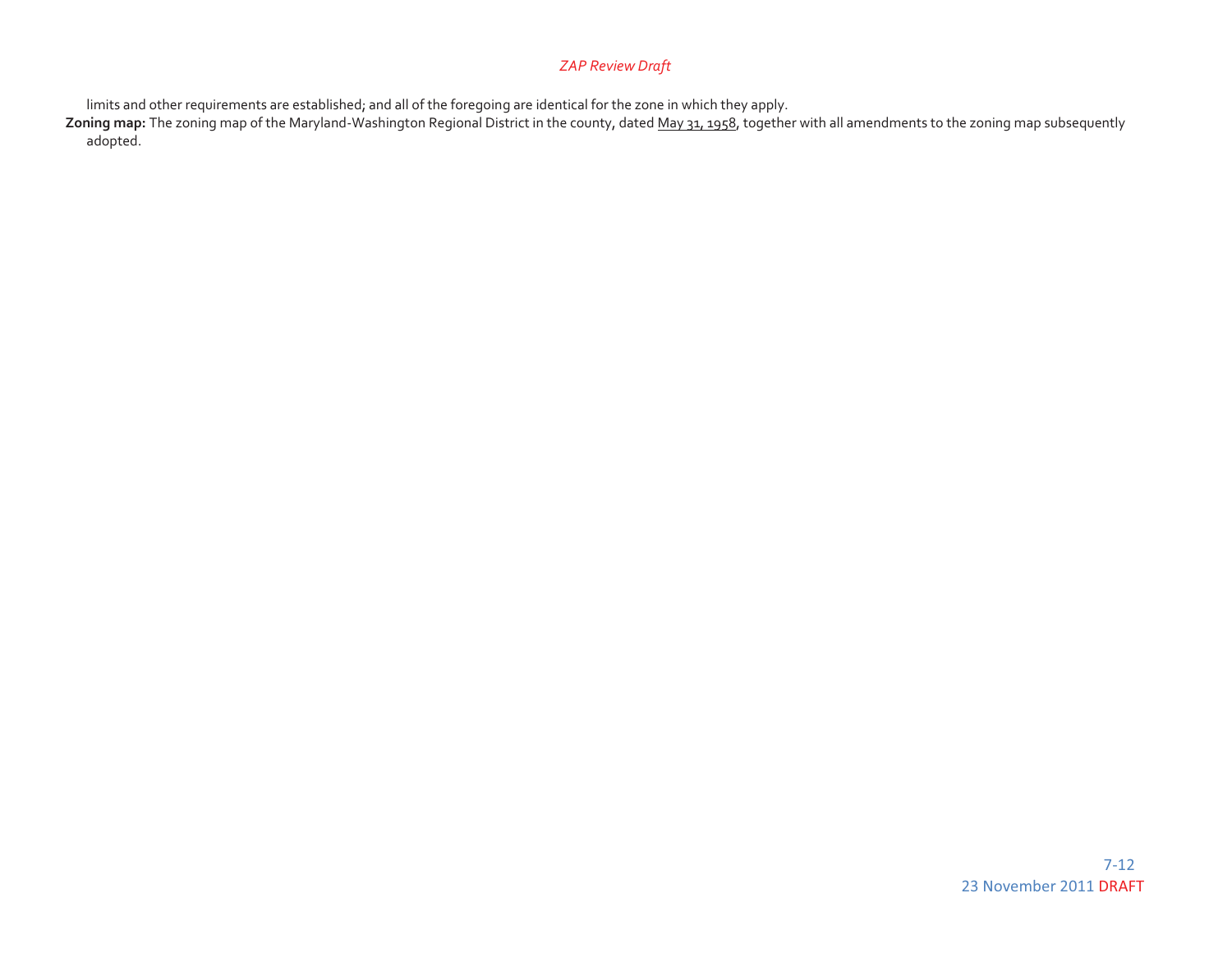limits and other requirements are established; and all of the foregoing are identical for the zone in which they apply.

**Zoning map:** The zoning map of the Maryland-Washington Regional District in the county, dated <u>May 31, 1958</u>, together with all amendments to the zoning map subsequently adopted.